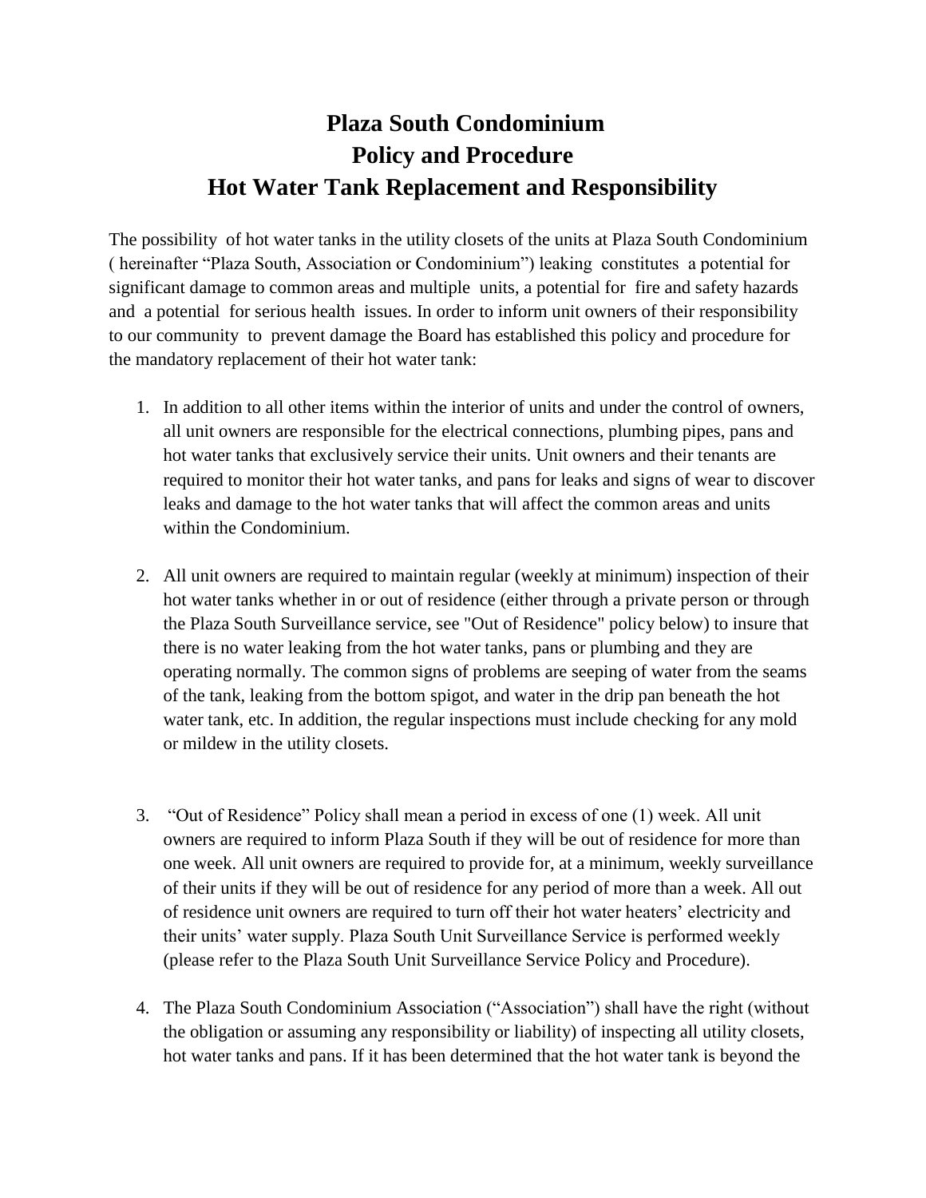# Plaza South Condominium
# Policy and Procedure
# Hot Water Tank Replacement and Responsibility

The possibility of hot water tanks in the utility closets of the units at Plaza South Condominium ( hereinafter "Plaza South, Association or Condominium") leaking constitutes a potential for significant damage to common areas and multiple units, a potential for fire and safety hazards and a potential for serious health issues. In order to inform unit owners of their responsibility to our community to prevent damage the Board has established this policy and procedure for the mandatory replacement of their hot water tank:

1. In addition to all other items within the interior of units and under the control of owners, all unit owners are responsible for the electrical connections, plumbing pipes, pans and hot water tanks that exclusively service their units. Unit owners and their tenants are required to monitor their hot water tanks, and pans for leaks and signs of wear to discover leaks and damage to the hot water tanks that will affect the common areas and units within the Condominium.

2. All unit owners are required to maintain regular (weekly at minimum) inspection of their hot water tanks whether in or out of residence (either through a private person or through the Plaza South Surveillance service, see "Out of Residence" policy below) to insure that there is no water leaking from the hot water tanks, pans or plumbing and they are operating normally. The common signs of problems are seeping of water from the seams of the tank, leaking from the bottom spigot, and water in the drip pan beneath the hot water tank, etc. In addition, the regular inspections must include checking for any mold or mildew in the utility closets.

3. "Out of Residence" Policy shall mean a period in excess of one (1) week. All unit owners are required to inform Plaza South if they will be out of residence for more than one week. All unit owners are required to provide for, at a minimum, weekly surveillance of their units if they will be out of residence for any period of more than a week. All out of residence unit owners are required to turn off their hot water heaters' electricity and their units' water supply. Plaza South Unit Surveillance Service is performed weekly (please refer to the Plaza South Unit Surveillance Service Policy and Procedure).

4. The Plaza South Condominium Association ("Association") shall have the right (without the obligation or assuming any responsibility or liability) of inspecting all utility closets, hot water tanks and pans. If it has been determined that the hot water tank is beyond the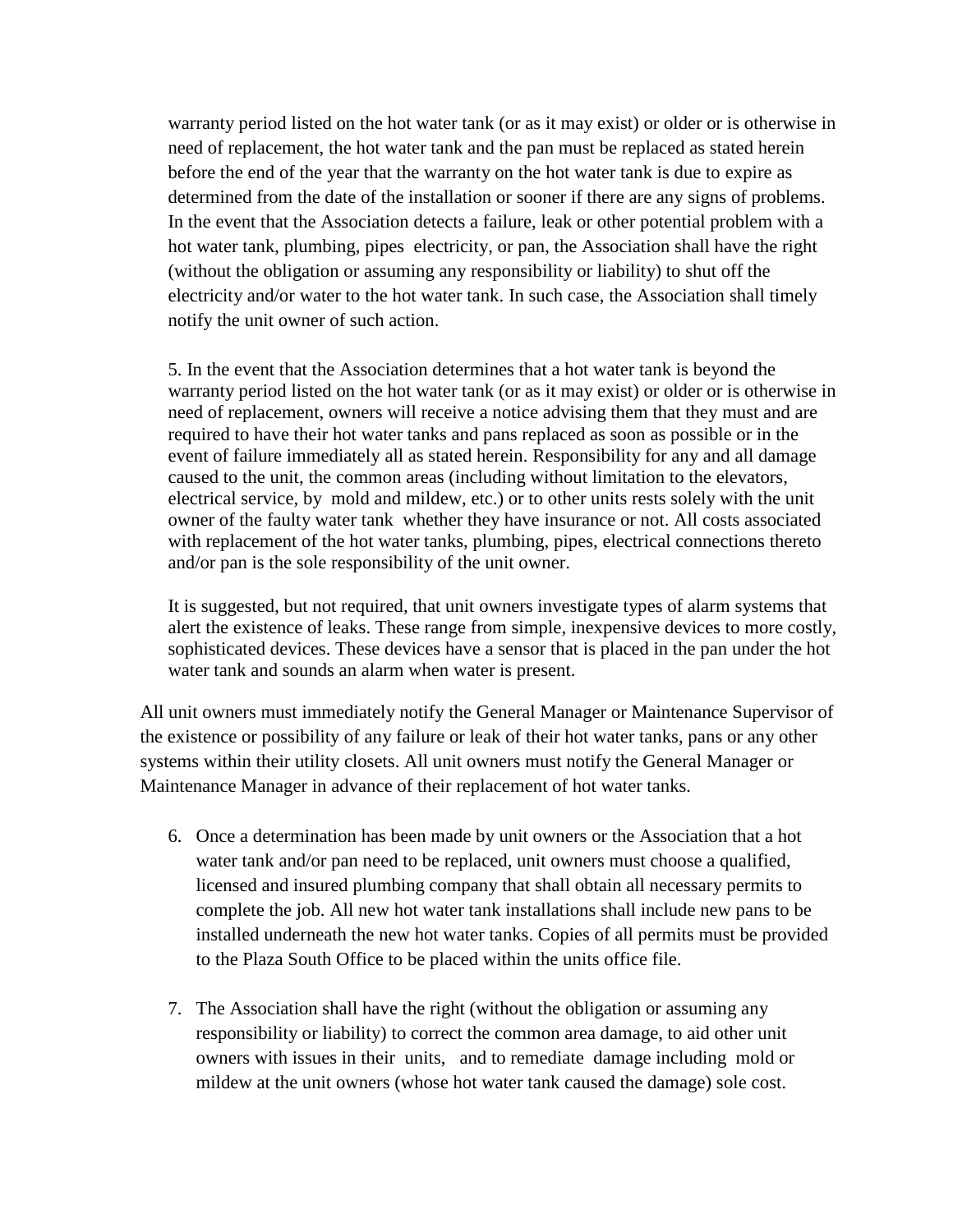warranty period listed on the hot water tank (or as it may exist) or older or is otherwise in need of replacement, the hot water tank and the pan must be replaced as stated herein before the end of the year that the warranty on the hot water tank is due to expire as determined from the date of the installation or sooner if there are any signs of problems. In the event that the Association detects a failure, leak or other potential problem with a hot water tank, plumbing, pipes electricity, or pan, the Association shall have the right (without the obligation or assuming any responsibility or liability) to shut off the electricity and/or water to the hot water tank. In such case, the Association shall timely notify the unit owner of such action.

5. In the event that the Association determines that a hot water tank is beyond the warranty period listed on the hot water tank (or as it may exist) or older or is otherwise in need of replacement, owners will receive a notice advising them that they must and are required to have their hot water tanks and pans replaced as soon as possible or in the event of failure immediately all as stated herein. Responsibility for any and all damage caused to the unit, the common areas (including without limitation to the elevators, electrical service, by mold and mildew, etc.) or to other units rests solely with the unit owner of the faulty water tank whether they have insurance or not. All costs associated with replacement of the hot water tanks, plumbing, pipes, electrical connections thereto and/or pan is the sole responsibility of the unit owner.

It is suggested, but not required, that unit owners investigate types of alarm systems that alert the existence of leaks. These range from simple, inexpensive devices to more costly, sophisticated devices. These devices have a sensor that is placed in the pan under the hot water tank and sounds an alarm when water is present.

All unit owners must immediately notify the General Manager or Maintenance Supervisor of the existence or possibility of any failure or leak of their hot water tanks, pans or any other systems within their utility closets. All unit owners must notify the General Manager or Maintenance Manager in advance of their replacement of hot water tanks.

6. Once a determination has been made by unit owners or the Association that a hot water tank and/or pan need to be replaced, unit owners must choose a qualified, licensed and insured plumbing company that shall obtain all necessary permits to complete the job. All new hot water tank installations shall include new pans to be installed underneath the new hot water tanks. Copies of all permits must be provided to the Plaza South Office to be placed within the units office file.

7. The Association shall have the right (without the obligation or assuming any responsibility or liability) to correct the common area damage, to aid other unit owners with issues in their units, and to remediate damage including mold or mildew at the unit owners (whose hot water tank caused the damage) sole cost.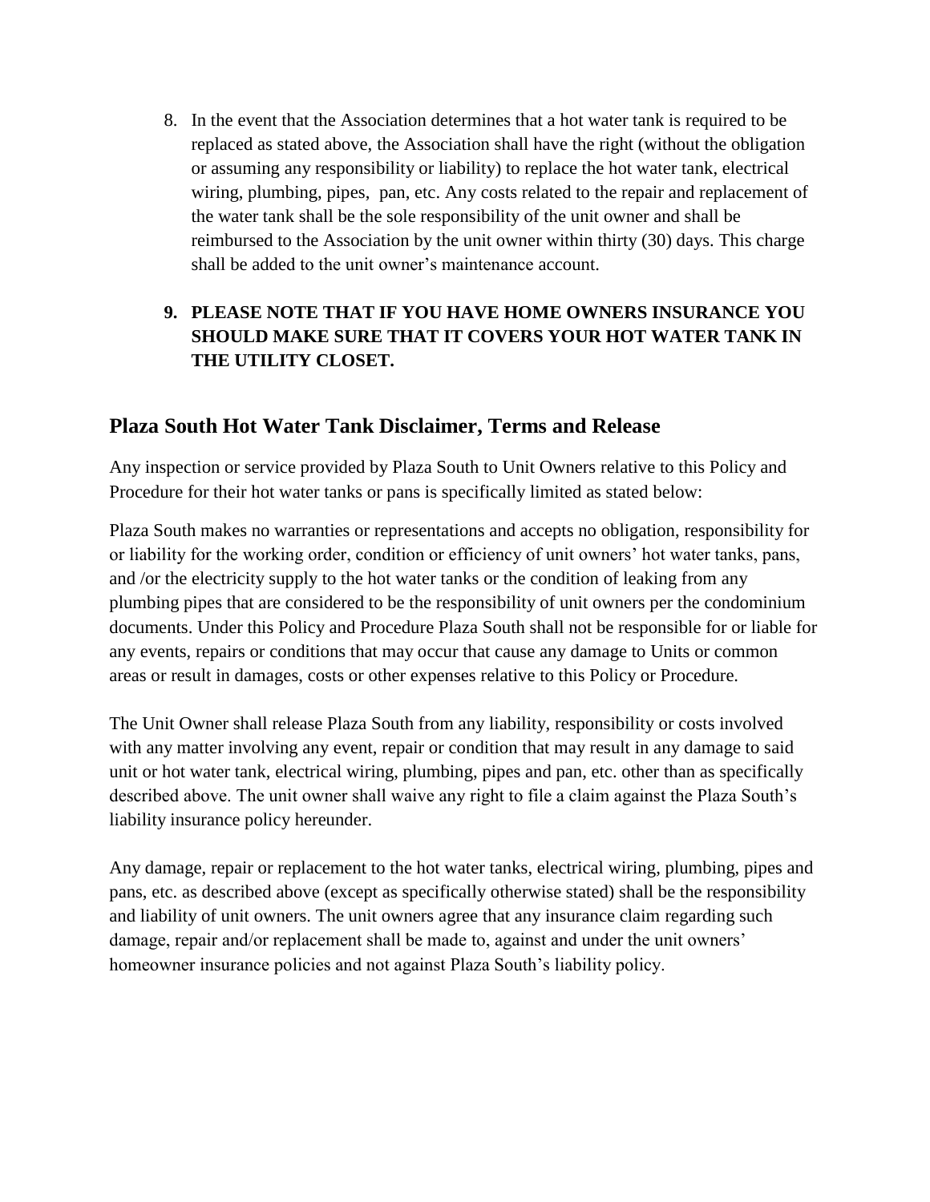8. In the event that the Association determines that a hot water tank is required to be replaced as stated above, the Association shall have the right (without the obligation or assuming any responsibility or liability) to replace the hot water tank, electrical wiring, plumbing, pipes, pan, etc. Any costs related to the repair and replacement of the water tank shall be the sole responsibility of the unit owner and shall be reimbursed to the Association by the unit owner within thirty (30) days. This charge shall be added to the unit owner's maintenance account.

9. **PLEASE NOTE THAT IF YOU HAVE HOME OWNERS INSURANCE YOU SHOULD MAKE SURE THAT IT COVERS YOUR HOT WATER TANK IN THE UTILITY CLOSET.**

## Plaza South Hot Water Tank Disclaimer, Terms and Release

Any inspection or service provided by Plaza South to Unit Owners relative to this Policy and Procedure for their hot water tanks or pans is specifically limited as stated below:

Plaza South makes no warranties or representations and accepts no obligation, responsibility for or liability for the working order, condition or efficiency of unit owners' hot water tanks, pans, and /or the electricity supply to the hot water tanks or the condition of leaking from any plumbing pipes that are considered to be the responsibility of unit owners per the condominium documents. Under this Policy and Procedure Plaza South shall not be responsible for or liable for any events, repairs or conditions that may occur that cause any damage to Units or common areas or result in damages, costs or other expenses relative to this Policy or Procedure.

The Unit Owner shall release Plaza South from any liability, responsibility or costs involved with any matter involving any event, repair or condition that may result in any damage to said unit or hot water tank, electrical wiring, plumbing, pipes and pan, etc. other than as specifically described above. The unit owner shall waive any right to file a claim against the Plaza South's liability insurance policy hereunder.

Any damage, repair or replacement to the hot water tanks, electrical wiring, plumbing, pipes and pans, etc. as described above (except as specifically otherwise stated) shall be the responsibility and liability of unit owners. The unit owners agree that any insurance claim regarding such damage, repair and/or replacement shall be made to, against and under the unit owners' homeowner insurance policies and not against Plaza South's liability policy.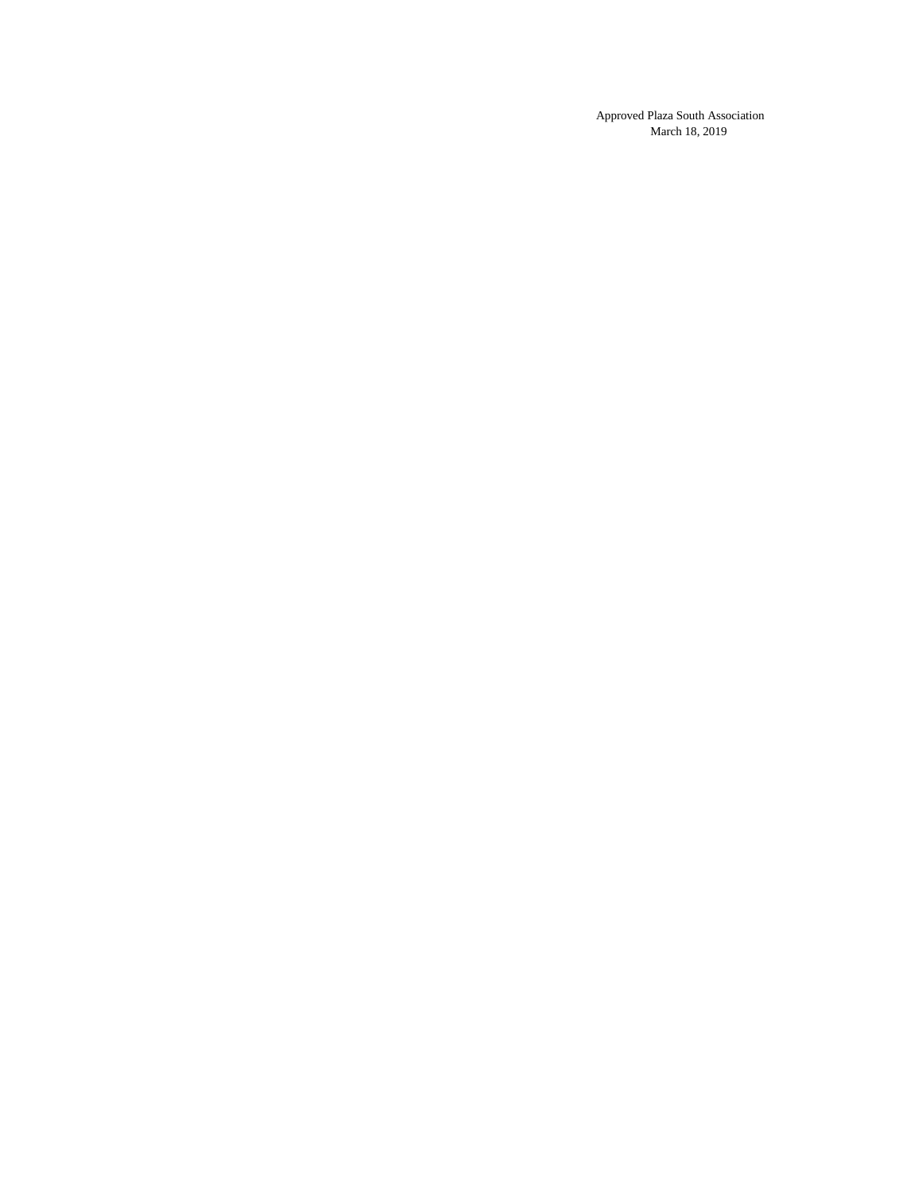Approved Plaza South Association
March 18, 2019